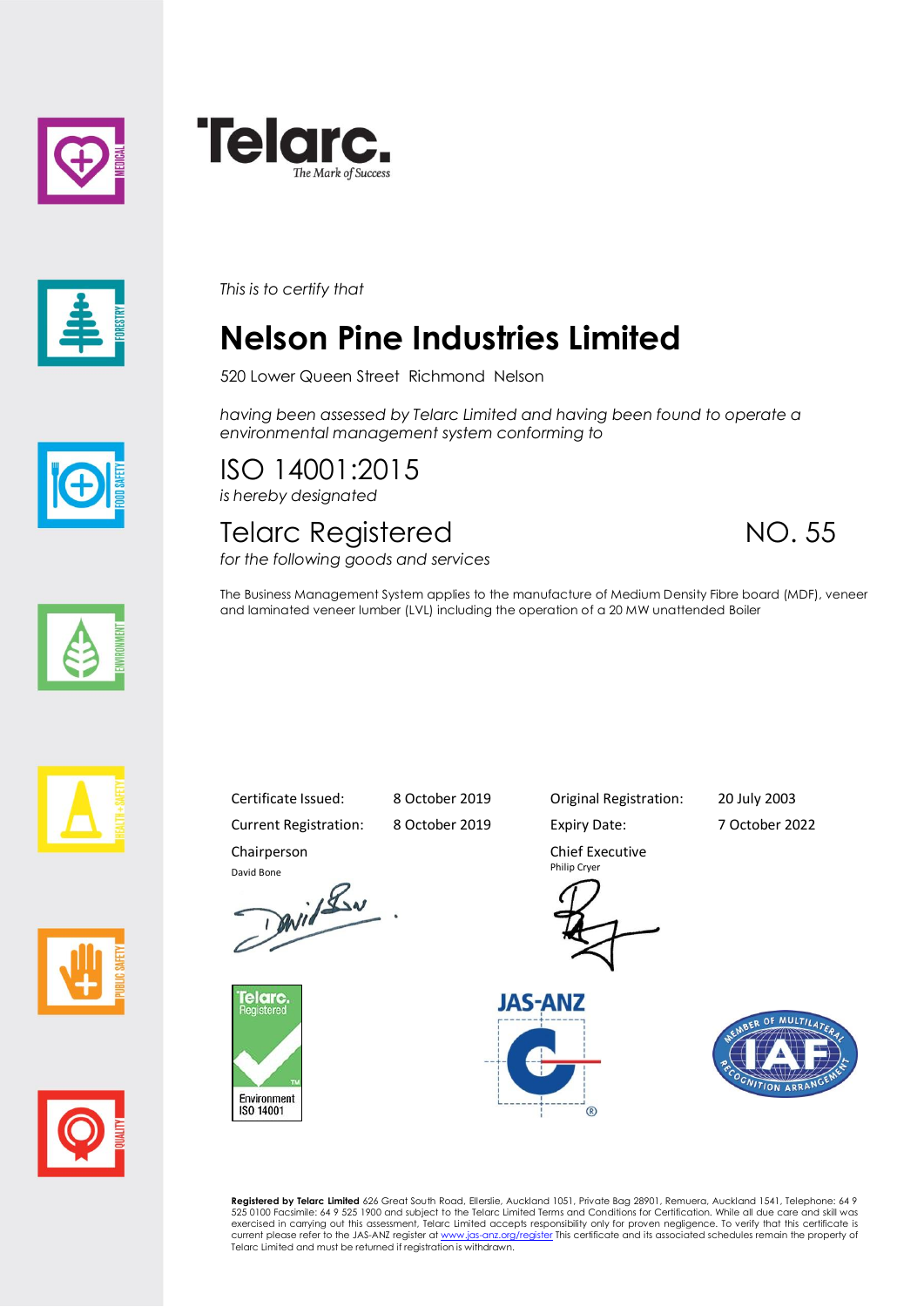Telarc.
The Mark of Success

*This is to certify that*

# Nelson Pine Industries Limited

520 Lower Queen Street  Richmond  Nelson

*having been assessed by Telarc Limited and having been found to operate a environmental management system conforming to*

## ISO 14001:2015

*is hereby designated*

## Telarc Registered

NO. 55

*for the following goods and services*

The Business Management System applies to the manufacture of Medium Density Fibre board (MDF), veneer and laminated veneer lumber (LVL) including the operation of a 20 MW unattended Boiler

| | | | |
|---|---|---|---|
| Certificate Issued: | 8 October 2019 | Original Registration: | 20 July 2003 |
| Current Registration: | 8 October 2019 | Expiry Date: | 7 October 2022 |

Chairperson
David Bone

Chief Executive
Philip Cryer

Telarc. Registered
Environment
ISO 14001

JAS-ANZ

MEMBER OF MULTILATERAL RECOGNITION ARRANGEMENT
IAF

**Registered by Telarc Limited** 626 Great South Road, Ellerslie, Auckland 1051, Private Bag 28901, Remuera, Auckland 1541, Telephone: 64 9 525 0100 Facsimile: 64 9 525 1900 and subject to the Telarc Limited Terms and Conditions for Certification. While all due care and skill was exercised in carrying out this assessment, Telarc Limited accepts responsibility only for proven negligence. To verify that this certificate is current please refer to the JAS-ANZ register at www.jas-anz.org/register This certificate and its associated schedules remain the property of Telarc Limited and must be returned if registration is withdrawn.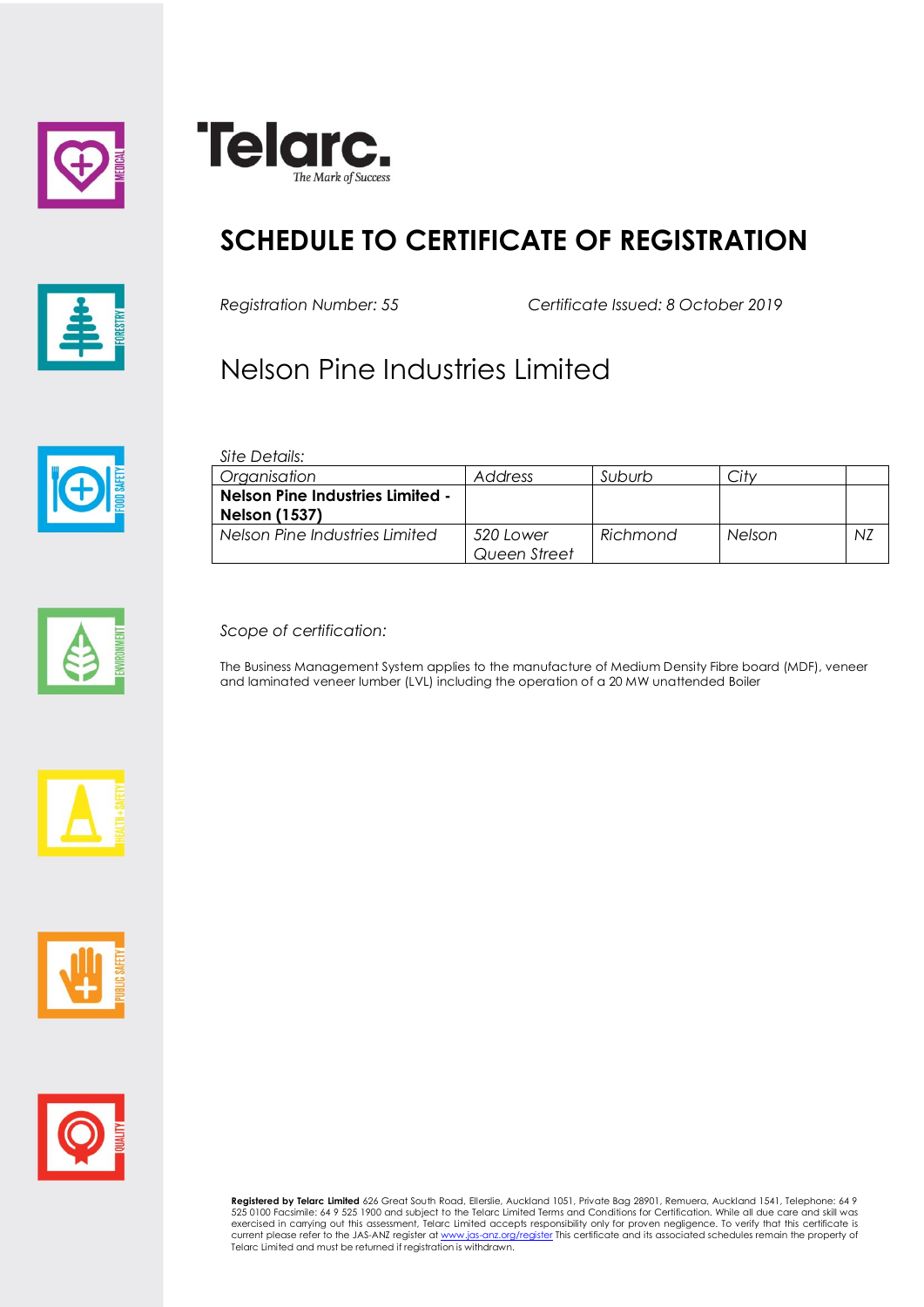Telarc.
The Mark of Success

# SCHEDULE TO CERTIFICATE OF REGISTRATION

*Registration Number: 55* *Certificate Issued: 8 October 2019*

## Nelson Pine Industries Limited

*Site Details:*

| *Organisation* | *Address* | *Suburb* | *City* | |
|---|---|---|---|---|
| **Nelson Pine Industries Limited - Nelson (1537)** | | | | |
| *Nelson Pine Industries Limited* | *520 Lower Queen Street* | *Richmond* | *Nelson* | *NZ* |

*Scope of certification:*

The Business Management System applies to the manufacture of Medium Density Fibre board (MDF), veneer and laminated veneer lumber (LVL) including the operation of a 20 MW unattended Boiler

**Registered by Telarc Limited** 626 Great South Road, Ellerslie, Auckland 1051, Private Bag 28901, Remuera, Auckland 1541, Telephone: 64 9 525 0100 Facsimile: 64 9 525 1900 and subject to the Telarc Limited Terms and Conditions for Certification. While all due care and skill was exercised in carrying out this assessment, Telarc Limited accepts responsibility only for proven negligence. To verify that this certificate is current please refer to the JAS-ANZ register at www.jas-anz.org/register This certificate and its associated schedules remain the property of Telarc Limited and must be returned if registration is withdrawn.